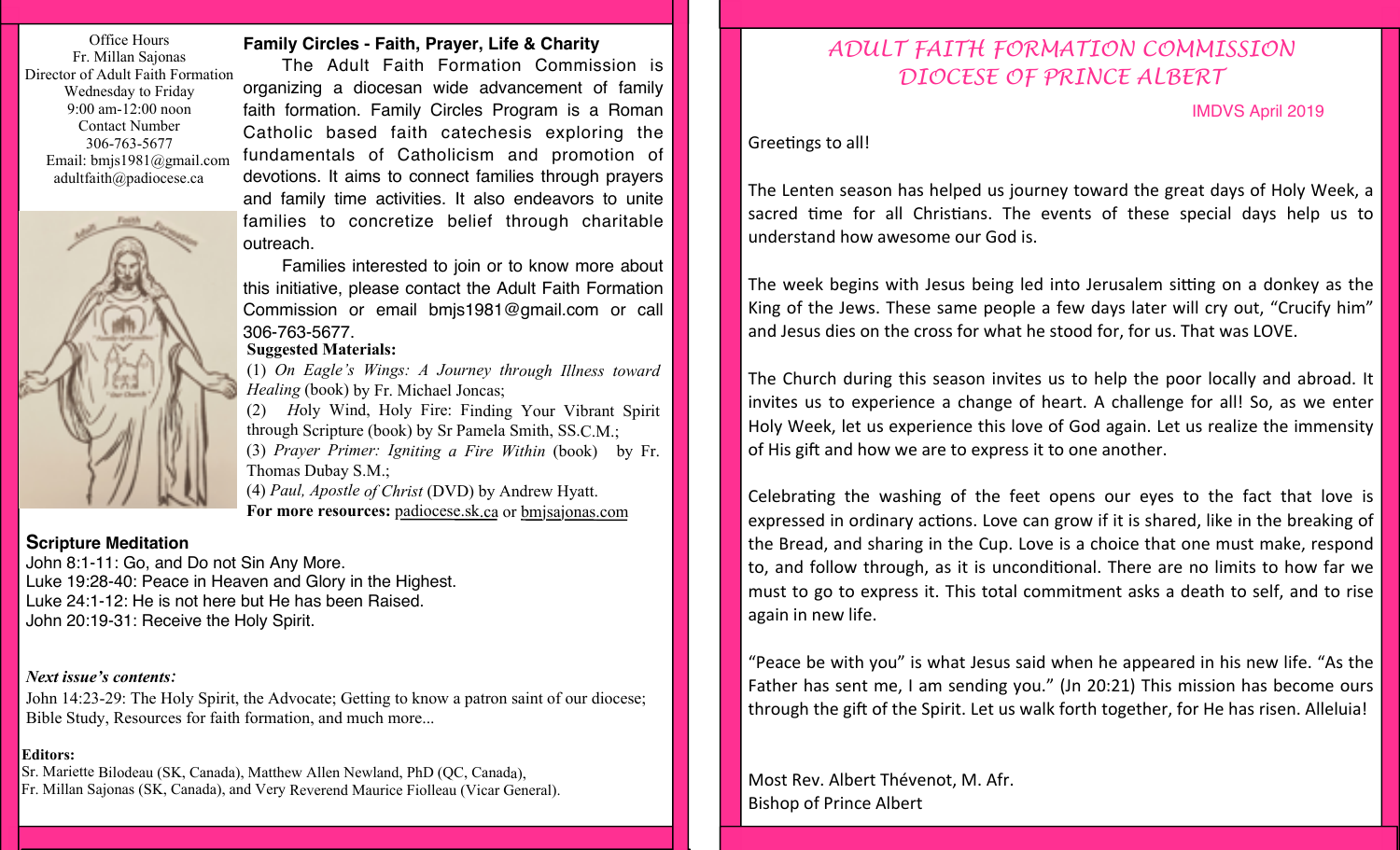Office Hours
Fr. Millan Sajonas
Director of Adult Faith Formation
Wednesday to Friday
9:00 am-12:00 noon
Contact Number
306-763-5677
Email: bmjs1981@gmail.com
adultfaith@padiocese.ca

**Family Circles - Faith, Prayer, Life & Charity**

The Adult Faith Formation Commission is organizing a diocesan wide advancement of family faith formation. Family Circles Program is a Roman Catholic based faith catechesis exploring the fundamentals of Catholicism and promotion of devotions. It aims to connect families through prayers and family time activities. It also endeavors to unite families to concretize belief through charitable outreach.

Families interested to join or to know more about this initiative, please contact the Adult Faith Formation Commission or email bmjs1981@gmail.com or call 306-763-5677.

**Suggested Materials:**

(1) *On Eagle's Wings: A Journey through Illness toward Healing* (book) by Fr. Michael Joncas;
(2) Holy Wind, Holy Fire: Finding Your Vibrant Spirit through Scripture (book) by Sr Pamela Smith, SS.C.M.;
(3) *Prayer Primer: Igniting a Fire Within* (book) by Fr. Thomas Dubay S.M.;
(4) *Paul, Apostle of Christ* (DVD) by Andrew Hyatt.

**For more resources:** padiocese.sk.ca or bmjsajonas.com

**Scripture Meditation**

John 8:1-11: Go, and Do not Sin Any More.
Luke 19:28-40: Peace in Heaven and Glory in the Highest.
Luke 24:1-12: He is not here but He has been Raised.
John 20:19-31: Receive the Holy Spirit.

***Next issue's contents:***

John 14:23-29: The Holy Spirit, the Advocate; Getting to know a patron saint of our diocese; Bible Study, Resources for faith formation, and much more...

**Editors:**
Sr. Mariette Bilodeau (SK, Canada), Matthew Allen Newland, PhD (QC, Canada), Fr. Millan Sajonas (SK, Canada), and Very Reverend Maurice Fiolleau (Vicar General).

# ADULT FAITH FORMATION COMMISSION
# DIOCESE OF PRINCE ALBERT

IMDVS April 2019

Greetings to all!

The Lenten season has helped us journey toward the great days of Holy Week, a sacred time for all Christians. The events of these special days help us to understand how awesome our God is.

The week begins with Jesus being led into Jerusalem sitting on a donkey as the King of the Jews. These same people a few days later will cry out, "Crucify him" and Jesus dies on the cross for what he stood for, for us. That was LOVE.

The Church during this season invites us to help the poor locally and abroad. It invites us to experience a change of heart. A challenge for all! So, as we enter Holy Week, let us experience this love of God again. Let us realize the immensity of His gift and how we are to express it to one another.

Celebrating the washing of the feet opens our eyes to the fact that love is expressed in ordinary actions. Love can grow if it is shared, like in the breaking of the Bread, and sharing in the Cup. Love is a choice that one must make, respond to, and follow through, as it is unconditional. There are no limits to how far we must to go to express it. This total commitment asks a death to self, and to rise again in new life.

"Peace be with you" is what Jesus said when he appeared in his new life. "As the Father has sent me, I am sending you." (Jn 20:21) This mission has become ours through the gift of the Spirit. Let us walk forth together, for He has risen. Alleluia!

Most Rev. Albert Thévenot, M. Afr.
Bishop of Prince Albert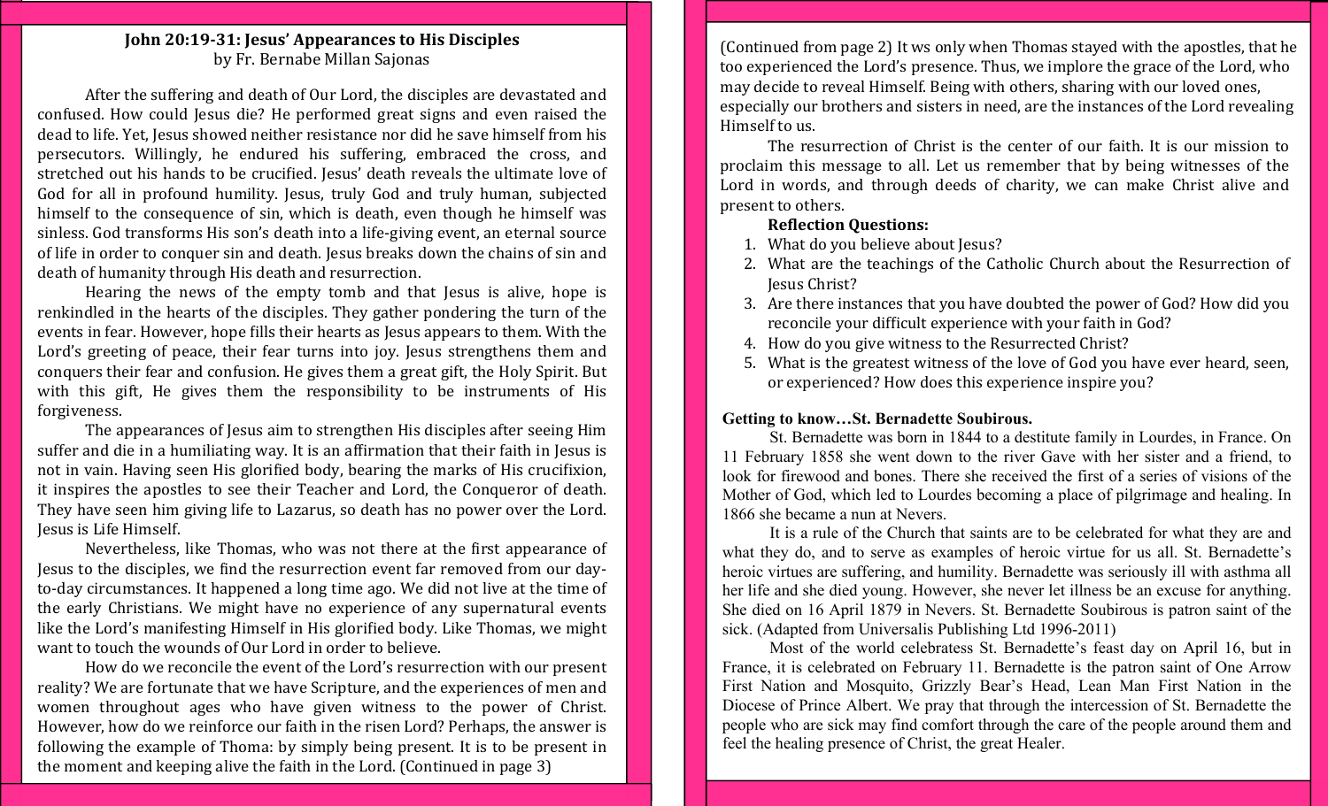## John 20:19-31: Jesus' Appearances to His Disciples

by Fr. Bernabe Millan Sajonas

After the suffering and death of Our Lord, the disciples are devastated and confused. How could Jesus die? He performed great signs and even raised the dead to life. Yet, Jesus showed neither resistance nor did he save himself from his persecutors. Willingly, he endured his suffering, embraced the cross, and stretched out his hands to be crucified. Jesus' death reveals the ultimate love of God for all in profound humility. Jesus, truly God and truly human, subjected himself to the consequence of sin, which is death, even though he himself was sinless. God transforms His son's death into a life-giving event, an eternal source of life in order to conquer sin and death. Jesus breaks down the chains of sin and death of humanity through His death and resurrection.

Hearing the news of the empty tomb and that Jesus is alive, hope is renkindled in the hearts of the disciples. They gather pondering the turn of the events in fear. However, hope fills their hearts as Jesus appears to them. With the Lord's greeting of peace, their fear turns into joy. Jesus strengthens them and conquers their fear and confusion. He gives them a great gift, the Holy Spirit. But with this gift, He gives them the responsibility to be instruments of His forgiveness.

The appearances of Jesus aim to strengthen His disciples after seeing Him suffer and die in a humiliating way. It is an affirmation that their faith in Jesus is not in vain. Having seen His glorified body, bearing the marks of His crucifixion, it inspires the apostles to see their Teacher and Lord, the Conqueror of death. They have seen him giving life to Lazarus, so death has no power over the Lord. Jesus is Life Himself.

Nevertheless, like Thomas, who was not there at the first appearance of Jesus to the disciples, we find the resurrection event far removed from our day-to-day circumstances. It happened a long time ago. We did not live at the time of the early Christians. We might have no experience of any supernatural events like the Lord's manifesting Himself in His glorified body. Like Thomas, we might want to touch the wounds of Our Lord in order to believe.

How do we reconcile the event of the Lord's resurrection with our present reality? We are fortunate that we have Scripture, and the experiences of men and women throughout ages who have given witness to the power of Christ. However, how do we reinforce our faith in the risen Lord? Perhaps, the answer is following the example of Thoma: by simply being present. It is to be present in the moment and keeping alive the faith in the Lord. (Continued in page 3)

(Continued from page 2) It ws only when Thomas stayed with the apostles, that he too experienced the Lord's presence. Thus, we implore the grace of the Lord, who may decide to reveal Himself. Being with others, sharing with our loved ones, especially our brothers and sisters in need, are the instances of the Lord revealing Himself to us.

The resurrection of Christ is the center of our faith. It is our mission to proclaim this message to all. Let us remember that by being witnesses of the Lord in words, and through deeds of charity, we can make Christ alive and present to others.

**Reflection Questions:**

1. What do you believe about Jesus?
2. What are the teachings of the Catholic Church about the Resurrection of Jesus Christ?
3. Are there instances that you have doubted the power of God? How did you reconcile your difficult experience with your faith in God?
4. How do you give witness to the Resurrected Christ?
5. What is the greatest witness of the love of God you have ever heard, seen, or experienced? How does this experience inspire you?

**Getting to know…St. Bernadette Soubirous.**

St. Bernadette was born in 1844 to a destitute family in Lourdes, in France. On 11 February 1858 she went down to the river Gave with her sister and a friend, to look for firewood and bones. There she received the first of a series of visions of the Mother of God, which led to Lourdes becoming a place of pilgrimage and healing. In 1866 she became a nun at Nevers.

It is a rule of the Church that saints are to be celebrated for what they are and what they do, and to serve as examples of heroic virtue for us all. St. Bernadette's heroic virtues are suffering, and humility. Bernadette was seriously ill with asthma all her life and she died young. However, she never let illness be an excuse for anything. She died on 16 April 1879 in Nevers. St. Bernadette Soubirous is patron saint of the sick. (Adapted from Universalis Publishing Ltd 1996-2011)

Most of the world celebratess St. Bernadette's feast day on April 16, but in France, it is celebrated on February 11. Bernadette is the patron saint of One Arrow First Nation and Mosquito, Grizzly Bear's Head, Lean Man First Nation in the Diocese of Prince Albert. We pray that through the intercession of St. Bernadette the people who are sick may find comfort through the care of the people around them and feel the healing presence of Christ, the great Healer.